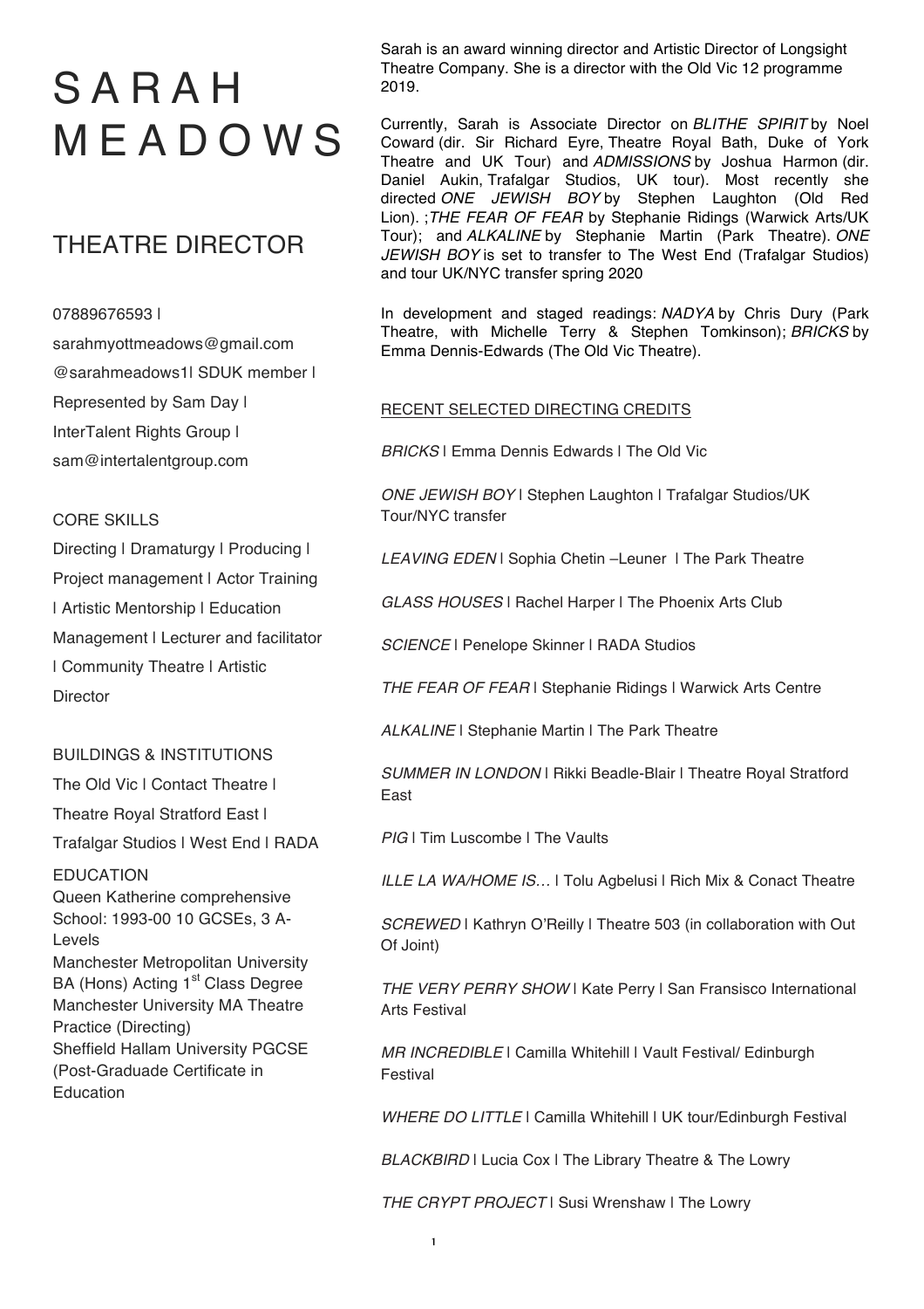# SARAH MEADOWS

## THEATRE DIRECTOR

07889676593 |
sarahmyottmeadows@gmail.com
@sarahmeadows1| SDUK member |
Represented by Sam Day |
InterTalent Rights Group |
sam@intertalentgroup.com

CORE SKILLS

Directing | Dramaturgy | Producing | Project management | Actor Training | Artistic Mentorship | Education Management | Lecturer and facilitator | Community Theatre | Artistic Director

BUILDINGS & INSTITUTIONS

The Old Vic | Contact Theatre | Theatre Royal Stratford East | Trafalgar Studios | West End | RADA

EDUCATION

Queen Katherine comprehensive School: 1993-00 10 GCSEs, 3 A-Levels
Manchester Metropolitan University BA (Hons) Acting 1st Class Degree
Manchester University MA Theatre Practice (Directing)
Sheffield Hallam University PGCSE (Post-Graduade Certificate in Education

Sarah is an award winning director and Artistic Director of Longsight Theatre Company. She is a director with the Old Vic 12 programme 2019.

Currently, Sarah is Associate Director on *BLITHE SPIRIT* by Noel Coward (dir. Sir Richard Eyre, Theatre Royal Bath, Duke of York Theatre and UK Tour) and *ADMISSIONS* by Joshua Harmon (dir. Daniel Aukin, Trafalgar Studios, UK tour). Most recently she directed *ONE JEWISH BOY* by Stephen Laughton (Old Red Lion). ;*THE FEAR OF FEAR* by Stephanie Ridings (Warwick Arts/UK Tour); and *ALKALINE* by Stephanie Martin (Park Theatre). *ONE JEWISH BOY* is set to transfer to The West End (Trafalgar Studios) and tour UK/NYC transfer spring 2020

In development and staged readings: *NADYA* by Chris Dury (Park Theatre, with Michelle Terry & Stephen Tomkinson); *BRICKS* by Emma Dennis-Edwards (The Old Vic Theatre).

RECENT SELECTED DIRECTING CREDITS

*BRICKS* | Emma Dennis Edwards | The Old Vic

*ONE JEWISH BOY* | Stephen Laughton | Trafalgar Studios/UK Tour/NYC transfer

*LEAVING EDEN* | Sophia Chetin –Leuner | The Park Theatre

*GLASS HOUSES* | Rachel Harper | The Phoenix Arts Club

*SCIENCE* | Penelope Skinner | RADA Studios

*THE FEAR OF FEAR* | Stephanie Ridings | Warwick Arts Centre

*ALKALINE* | Stephanie Martin | The Park Theatre

*SUMMER IN LONDON* | Rikki Beadle-Blair | Theatre Royal Stratford East

*PIG* | Tim Luscombe | The Vaults

*ILLE LA WA/HOME IS…* | Tolu Agbelusi | Rich Mix & Conact Theatre

*SCREWED* | Kathryn O'Reilly | Theatre 503 (in collaboration with Out Of Joint)

*THE VERY PERRY SHOW* | Kate Perry | San Fransisco International Arts Festival

*MR INCREDIBLE* | Camilla Whitehill | Vault Festival/ Edinburgh Festival

*WHERE DO LITTLE* | Camilla Whitehill | UK tour/Edinburgh Festival

*BLACKBIRD* | Lucia Cox | The Library Theatre & The Lowry

*THE CRYPT PROJECT* | Susi Wrenshaw | The Lowry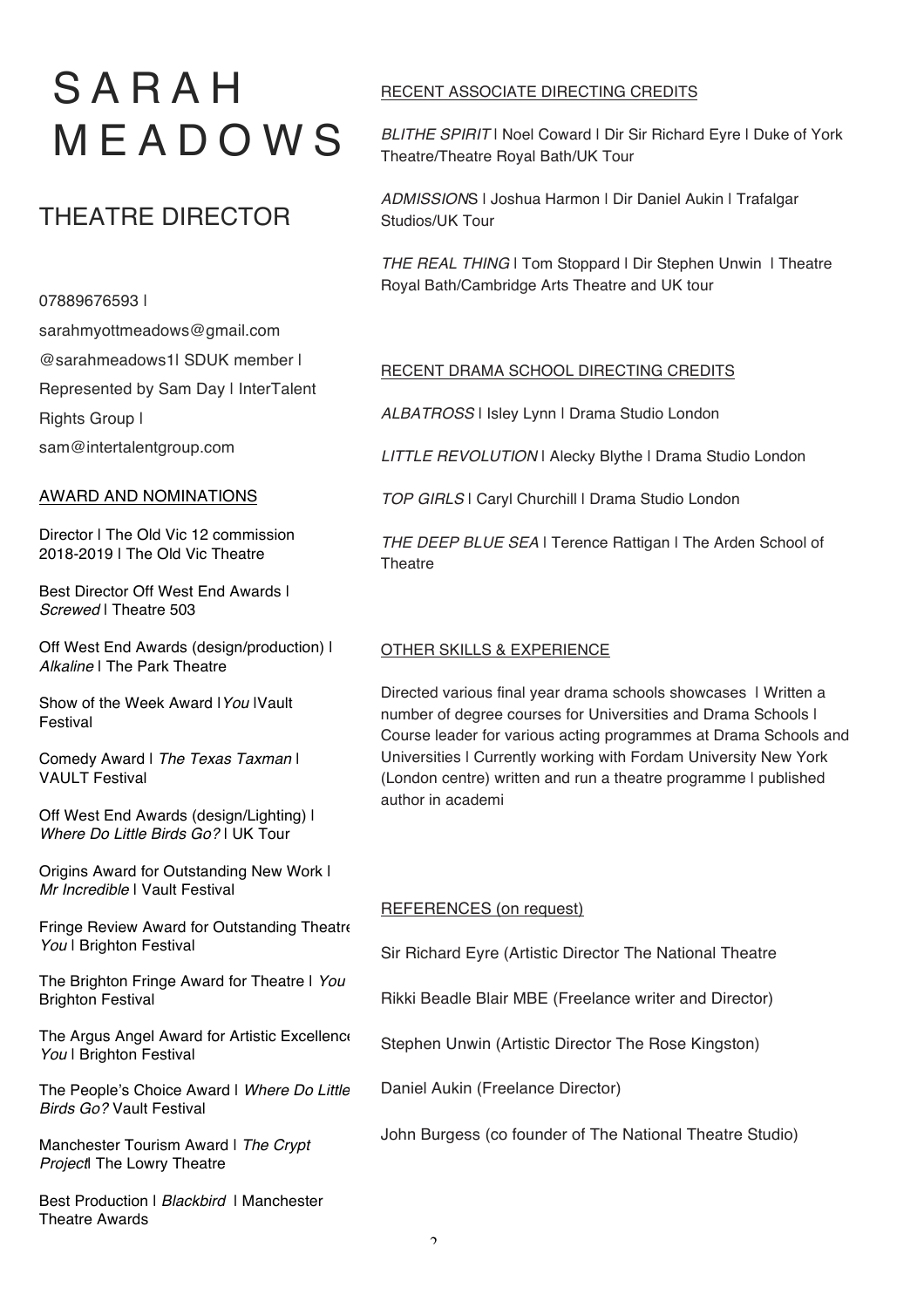# SARAH MEADOWS

## THEATRE DIRECTOR

07889676593 l

sarahmyottmeadows@gmail.com

@sarahmeadows1l SDUK member l

Represented by Sam Day l InterTalent Rights Group l

sam@intertalentgroup.com

AWARD AND NOMINATIONS

Director l The Old Vic 12 commission 2018-2019 l The Old Vic Theatre

Best Director Off West End Awards l *Screwed* l Theatre 503

Off West End Awards (design/production) l *Alkaline* l The Park Theatre

Show of the Week Award l*You* lVault Festival

Comedy Award l *The Texas Taxman* l VAULT Festival

Off West End Awards (design/Lighting) l *Where Do Little Birds Go?* l UK Tour

Origins Award for Outstanding New Work l *Mr Incredible* l Vault Festival

Fringe Review Award for Outstanding Theatre *You* l Brighton Festival

The Brighton Fringe Award for Theatre l *You* Brighton Festival

The Argus Angel Award for Artistic Excellence *You* l Brighton Festival

The People's Choice Award l *Where Do Little Birds Go?* Vault Festival

Manchester Tourism Award l *The Crypt Project*l The Lowry Theatre

Best Production l *Blackbird* l Manchester Theatre Awards

RECENT ASSOCIATE DIRECTING CREDITS

*BLITHE SPIRIT* l Noel Coward l Dir Sir Richard Eyre l Duke of York Theatre/Theatre Royal Bath/UK Tour

*ADMISSION*S l Joshua Harmon l Dir Daniel Aukin l Trafalgar Studios/UK Tour

*THE REAL THING* l Tom Stoppard l Dir Stephen Unwin l Theatre Royal Bath/Cambridge Arts Theatre and UK tour

RECENT DRAMA SCHOOL DIRECTING CREDITS

*ALBATROSS* l Isley Lynn l Drama Studio London

*LITTLE REVOLUTION* l Alecky Blythe l Drama Studio London

*TOP GIRLS* l Caryl Churchill l Drama Studio London

*THE DEEP BLUE SEA* l Terence Rattigan l The Arden School of Theatre

OTHER SKILLS & EXPERIENCE

Directed various final year drama schools showcases l Written a number of degree courses for Universities and Drama Schools l Course leader for various acting programmes at Drama Schools and Universities l Currently working with Fordam University New York (London centre) written and run a theatre programme l published author in academi

REFERENCES (on request)

Sir Richard Eyre (Artistic Director The National Theatre

Rikki Beadle Blair MBE (Freelance writer and Director)

Stephen Unwin (Artistic Director The Rose Kingston)

Daniel Aukin (Freelance Director)

John Burgess (co founder of The National Theatre Studio)